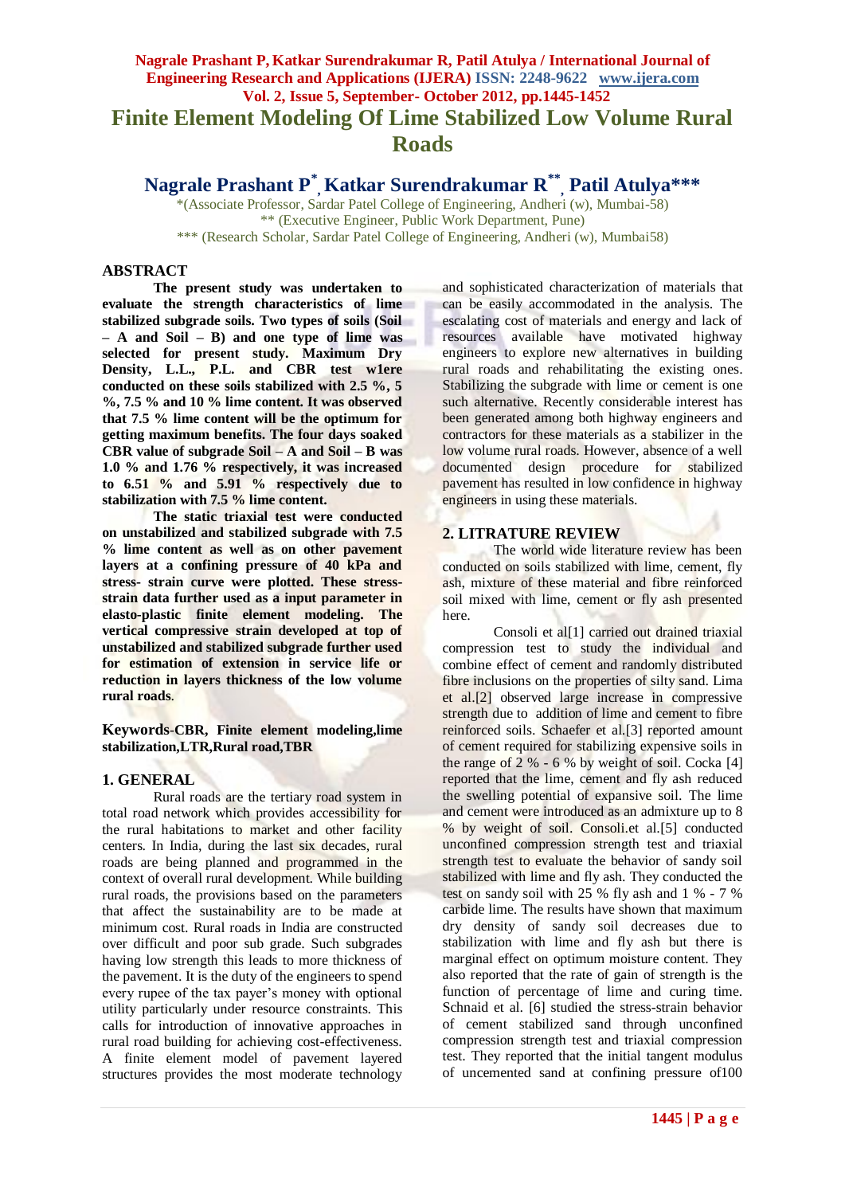# Finite Element Modeling Of Lime Stabilized Low Volume Rural Roads

## Nagrale Prashant P[*], Katkar Surendrakumar R[**], Patil Atulya***

*(Associate Professor, Sardar Patel College of Engineering, Andheri (w), Mumbai-58)
** (Executive Engineer, Public Work Department, Pune)
*** (Research Scholar, Sardar Patel College of Engineering, Andheri (w), Mumbai58)

## ABSTRACT

**The present study was undertaken to evaluate the strength characteristics of lime stabilized subgrade soils. Two types of soils (Soil – A and Soil – B) and one type of lime was selected for present study. Maximum Dry Density, L.L., P.L. and CBR test w1ere conducted on these soils stabilized with 2.5 %, 5 %, 7.5 % and 10 % lime content. It was observed that 7.5 % lime content will be the optimum for getting maximum benefits. The four days soaked CBR value of subgrade Soil – A and Soil – B was 1.0 % and 1.76 % respectively, it was increased to 6.51 % and 5.91 % respectively due to stabilization with 7.5 % lime content.**

**The static triaxial test were conducted on unstabilized and stabilized subgrade with 7.5 % lime content as well as on other pavement layers at a confining pressure of 40 kPa and stress- strain curve were plotted. These stress-strain data further used as a input parameter in elasto-plastic finite element modeling. The vertical compressive strain developed at top of unstabilized and stabilized subgrade further used for estimation of extension in service life or reduction in layers thickness of the low volume rural roads**.

**Keywords-CBR, Finite element modeling,lime stabilization,LTR,Rural road,TBR**

## 1. GENERAL

Rural roads are the tertiary road system in total road network which provides accessibility for the rural habitations to market and other facility centers. In India, during the last six decades, rural roads are being planned and programmed in the context of overall rural development. While building rural roads, the provisions based on the parameters that affect the sustainability are to be made at minimum cost. Rural roads in India are constructed over difficult and poor sub grade. Such subgrades having low strength this leads to more thickness of the pavement. It is the duty of the engineers to spend every rupee of the tax payer's money with optional utility particularly under resource constraints. This calls for introduction of innovative approaches in rural road building for achieving cost-effectiveness. A finite element model of pavement layered structures provides the most moderate technology and sophisticated characterization of materials that can be easily accommodated in the analysis. The escalating cost of materials and energy and lack of resources available have motivated highway engineers to explore new alternatives in building rural roads and rehabilitating the existing ones. Stabilizing the subgrade with lime or cement is one such alternative. Recently considerable interest has been generated among both highway engineers and contractors for these materials as a stabilizer in the low volume rural roads. However, absence of a well documented design procedure for stabilized pavement has resulted in low confidence in highway engineers in using these materials.

## 2. LITRATURE REVIEW

The world wide literature review has been conducted on soils stabilized with lime, cement, fly ash, mixture of these material and fibre reinforced soil mixed with lime, cement or fly ash presented here.

Consoli et al[1] carried out drained triaxial compression test to study the individual and combine effect of cement and randomly distributed fibre inclusions on the properties of silty sand. Lima et al.[2] observed large increase in compressive strength due to addition of lime and cement to fibre reinforced soils. Schaefer et al.[3] reported amount of cement required for stabilizing expensive soils in the range of 2 % - 6 % by weight of soil. Cocka [4] reported that the lime, cement and fly ash reduced the swelling potential of expansive soil. The lime and cement were introduced as an admixture up to 8 % by weight of soil. Consoli.et al.[5] conducted unconfined compression strength test and triaxial strength test to evaluate the behavior of sandy soil stabilized with lime and fly ash. They conducted the test on sandy soil with 25 % fly ash and 1 % - 7 % carbide lime. The results have shown that maximum dry density of sandy soil decreases due to stabilization with lime and fly ash but there is marginal effect on optimum moisture content. They also reported that the rate of gain of strength is the function of percentage of lime and curing time. Schnaid et al. [6] studied the stress-strain behavior of cement stabilized sand through unconfined compression strength test and triaxial compression test. They reported that the initial tangent modulus of uncemented sand at confining pressure of100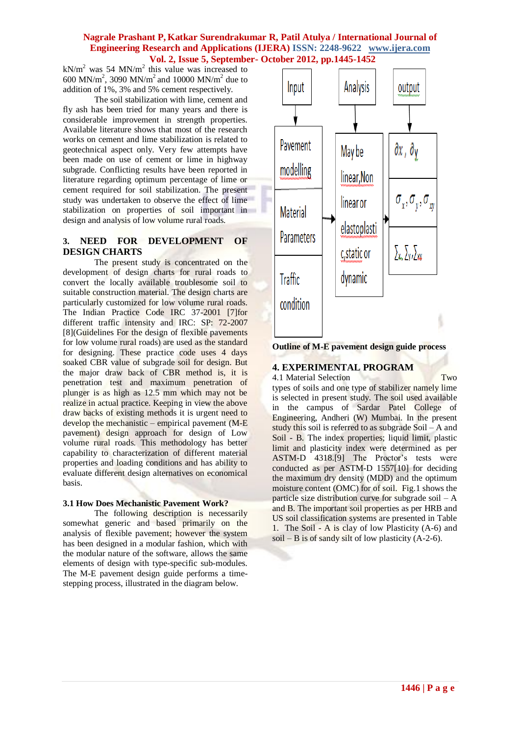$kN/m^2$ was 54 $MN/m^2$ this value was increased to 600 $MN/m^2$, 3090 $MN/m^2$ and 10000 $MN/m^2$ due to addition of 1%, 3% and 5% cement respectively.

The soil stabilization with lime, cement and fly ash has been tried for many years and there is considerable improvement in strength properties. Available literature shows that most of the research works on cement and lime stabilization is related to geotechnical aspect only. Very few attempts have been made on use of cement or lime in highway subgrade. Conflicting results have been reported in literature regarding optimum percentage of lime or cement required for soil stabilization. The present study was undertaken to observe the effect of lime stabilization on properties of soil important in design and analysis of low volume rural roads.

## 3. NEED FOR DEVELOPMENT OF DESIGN CHARTS

The present study is concentrated on the development of design charts for rural roads to convert the locally available troublesome soil to suitable construction material. The design charts are particularly customized for low volume rural roads. The Indian Practice Code IRC 37-2001 [7]for different traffic intensity and IRC: SP: 72-2007 [8](Guidelines For the design of flexible pavements for low volume rural roads) are used as the standard for designing. These practice code uses 4 days soaked CBR value of subgrade soil for design. But the major draw back of CBR method is, it is penetration test and maximum penetration of plunger is as high as 12.5 mm which may not be realize in actual practice. Keeping in view the above draw backs of existing methods it is urgent need to develop the mechanistic – empirical pavement (M-E pavement) design approach for design of Low volume rural roads. This methodology has better capability to characterization of different material properties and loading conditions and has ability to evaluate different design alternatives on economical basis.

### 3.1 How Does Mechanistic Pavement Work?

The following description is necessarily somewhat generic and based primarily on the analysis of flexible pavement; however the system has been designed in a modular fashion, which with the modular nature of the software, allows the same elements of design with type-specific sub-modules. The M-E pavement design guide performs a time-stepping process, illustrated in the diagram below.

| Input | Analysis | output |
|---|---|---|
| Pavement modelling | May be linear,Non linear or elastoplastic,static or dynamic | $\partial x$ , $\partial y$ |
| Material Parameters | | $\sigma_x$ ; $\sigma_y$ ; $\sigma_{xy}$ |
| Traffic condition | | $\sum_x$, $\sum_y$, $\sum_{xy}$ |

**Outline of M-E pavement design guide process**

## 4. EXPERIMENTAL PROGRAM

4.1 Material Selection

Two types of soils and one type of stabilizer namely lime is selected in present study. The soil used available in the campus of Sardar Patel College of Engineering, Andheri (W) Mumbai. In the present study this soil is referred to as subgrade Soil – A and Soil - B. The index properties; liquid limit, plastic limit and plasticity index were determined as per ASTM-D 4318.[9] The Proctor's tests were conducted as per ASTM-D 1557[10] for deciding the maximum dry density (MDD) and the optimum moisture content (OMC) for of soil. Fig.1 shows the particle size distribution curve for subgrade soil – A and B. The important soil properties as per HRB and US soil classification systems are presented in Table 1. The Soil - A is clay of low Plasticity (A-6) and soil – B is of sandy silt of low plasticity (A-2-6).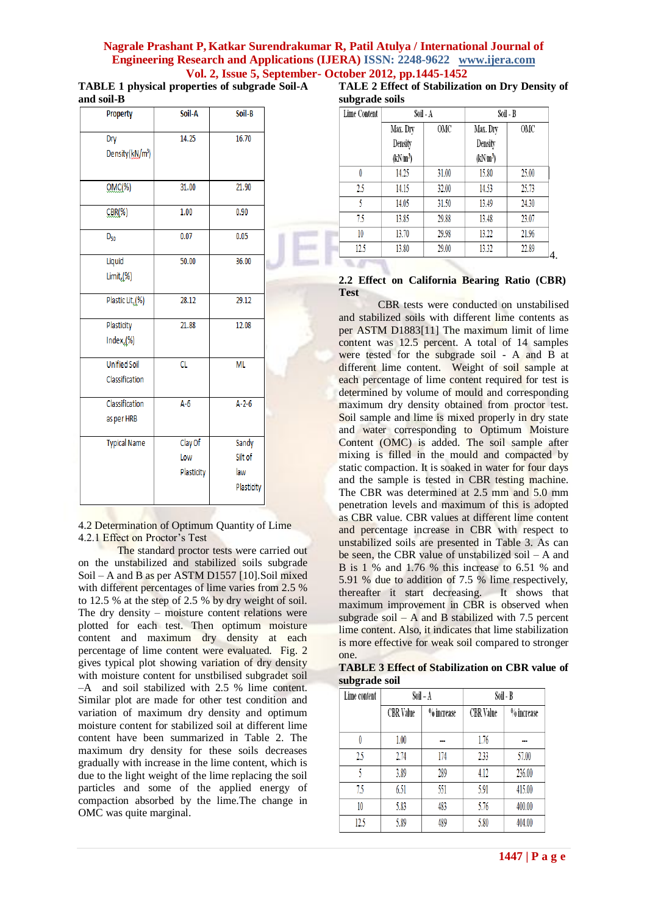**TABLE 1 physical properties of subgrade Soil-A and soil-B**

| Property | Soil-A | Soil-B |
|---|---|---|
| Dry Density(kN/m$^3$) | 14.25 | 16.70 |
| OMC(%) | 31.00 | 21.90 |
| CBR(%) | 1.00 | 0.90 |
| $D_{50}$ | 0.07 | 0.05 |
| Liquid Limit,(%) | 50.00 | 36.00 |
| Plastic Lt,(%) | 28.12 | 29.12 |
| Plasticity Index,(%) | 21.88 | 12.08 |
| Unified Soil Classification | CL | ML |
| Classification as per HRB | A-6 | A-2-6 |
| Typical Name | Clay Of Low Plasticity | Sandy Silt of law Plasticity |

4.2 Determination of Optimum Quantity of Lime

4.2.1 Effect on Proctor's Test

The standard proctor tests were carried out on the unstabilized and stabilized soils subgrade Soil – A and B as per ASTM D1557 [10].Soil mixed with different percentages of lime varies from 2.5 % to 12.5 % at the step of 2.5 % by dry weight of soil. The dry density – moisture content relations were plotted for each test. Then optimum moisture content and maximum dry density at each percentage of lime content were evaluated. Fig. 2 gives typical plot showing variation of dry density with moisture content for unstbilised subgradet soil –A and soil stabilized with 2.5 % lime content. Similar plot are made for other test condition and variation of maximum dry density and optimum moisture content for stabilized soil at different lime content have been summarized in Table 2. The maximum dry density for these soils decreases gradually with increase in the lime content, which is due to the light weight of the lime replacing the soil particles and some of the applied energy of compaction absorbed by the lime.The change in OMC was quite marginal.

**TALE 2 Effect of Stabilization on Dry Density of subgrade soils**

| Lime Content | Soil - A | | Soil - B | |
|---|---|---|---|---|
| | Max. Dry Density (kN/m$^3$) | OMC | Max. Dry Density (kN/m$^3$) | OMC |
| 0 | 14.25 | 31.00 | 15.80 | 25.00 |
| 2.5 | 14.15 | 32.00 | 14.53 | 25.73 |
| 5 | 14.05 | 31.50 | 13.49 | 24.30 |
| 7.5 | 13.85 | 29.88 | 13.48 | 23.07 |
| 10 | 13.70 | 29.98 | 13.22 | 21.96 |
| 12.5 | 13.80 | 29.00 | 13.32 | 22.89 |

4.

**2.2 Effect on California Bearing Ratio (CBR) Test**

CBR tests were conducted on unstabilised and stabilized soils with different lime contents as per ASTM D1883[11] The maximum limit of lime content was 12.5 percent. A total of 14 samples were tested for the subgrade soil - A and B at different lime content. Weight of soil sample at each percentage of lime content required for test is determined by volume of mould and corresponding maximum dry density obtained from proctor test. Soil sample and lime is mixed properly in dry state and water corresponding to Optimum Moisture Content (OMC) is added. The soil sample after mixing is filled in the mould and compacted by static compaction. It is soaked in water for four days and the sample is tested in CBR testing machine. The CBR was determined at 2.5 mm and 5.0 mm penetration levels and maximum of this is adopted as CBR value. CBR values at different lime content and percentage increase in CBR with respect to unstabilized soils are presented in Table 3. As can be seen, the CBR value of unstabilized soil – A and B is 1 % and 1.76 % this increase to 6.51 % and 5.91 % due to addition of 7.5 % lime respectively, thereafter it start decreasing. It shows that maximum improvement in CBR is observed when subgrade soil – A and B stabilized with 7.5 percent lime content. Also, it indicates that lime stabilization is more effective for weak soil compared to stronger one.

**TABLE 3 Effect of Stabilization on CBR value of subgrade soil**

| Lime content | Soil - A | | Soil - B | |
|---|---|---|---|---|
| | CBR Value | % increase | CBR Value | % increase |
| 0 | 1.00 | -- | 1.76 | -- |
| 2.5 | 2.74 | 174 | 2.33 | 57.00 |
| 5 | 3.89 | 289 | 4.12 | 236.00 |
| 7.5 | 6.51 | 551 | 5.91 | 415.00 |
| 10 | 5.83 | 483 | 5.76 | 400.00 |
| 12.5 | 5.89 | 489 | 5.80 | 404.00 |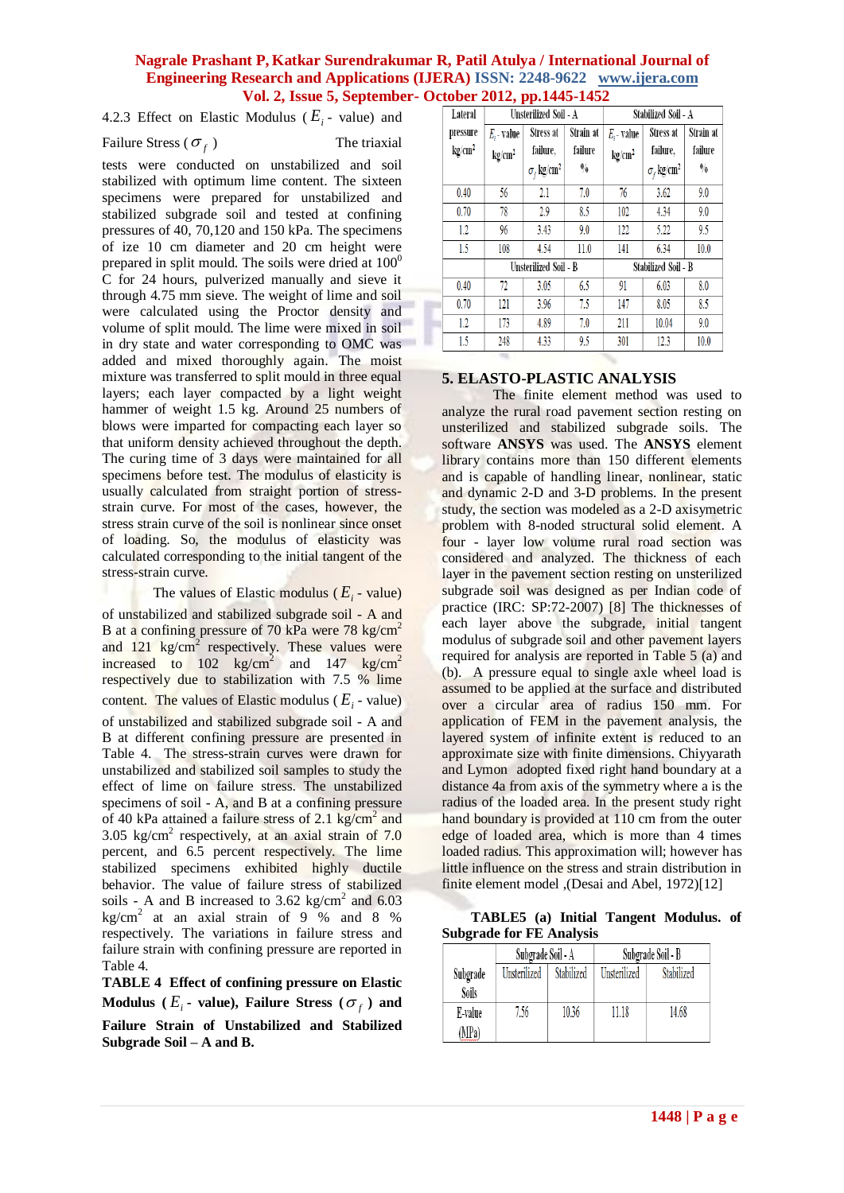4.2.3 Effect on Elastic Modulus ( $E_i$ - value) and Failure Stress ( $\sigma_f$ ) The triaxial tests were conducted on unstabilized and soil stabilized with optimum lime content. The sixteen specimens were prepared for unstabilized and stabilized subgrade soil and tested at confining pressures of 40, 70,120 and 150 kPa. The specimens of ize 10 cm diameter and 20 cm height were prepared in split mould. The soils were dried at $100^0$ C for 24 hours, pulverized manually and sieve it through 4.75 mm sieve. The weight of lime and soil were calculated using the Proctor density and volume of split mould. The lime were mixed in soil in dry state and water corresponding to OMC was added and mixed thoroughly again. The moist mixture was transferred to split mould in three equal layers; each layer compacted by a light weight hammer of weight 1.5 kg. Around 25 numbers of blows were imparted for compacting each layer so that uniform density achieved throughout the depth. The curing time of 3 days were maintained for all specimens before test. The modulus of elasticity is usually calculated from straight portion of stress-strain curve. For most of the cases, however, the stress strain curve of the soil is nonlinear since onset of loading. So, the modulus of elasticity was calculated corresponding to the initial tangent of the stress-strain curve.

The values of Elastic modulus ( $E_i$ - value) of unstabilized and stabilized subgrade soil - A and B at a confining pressure of 70 kPa were 78 kg/cm$^2$ and 121 kg/cm$^2$ respectively. These values were increased to 102 kg/cm$^2$ and 147 kg/cm$^2$ respectively due to stabilization with 7.5 % lime content. The values of Elastic modulus ( $E_i$ - value) of unstabilized and stabilized subgrade soil - A and B at different confining pressure are presented in Table 4. The stress-strain curves were drawn for unstabilized and stabilized soil samples to study the effect of lime on failure stress. The unstabilized specimens of soil - A, and B at a confining pressure of 40 kPa attained a failure stress of 2.1 kg/cm$^2$ and 3.05 kg/cm$^2$ respectively, at an axial strain of 7.0 percent, and 6.5 percent respectively. The lime stabilized specimens exhibited highly ductile behavior. The value of failure stress of stabilized soils - A and B increased to 3.62 kg/cm$^2$ and 6.03 kg/cm$^2$ at an axial strain of 9 % and 8 % respectively. The variations in failure stress and failure strain with confining pressure are reported in Table 4.

**TABLE 4 Effect of confining pressure on Elastic Modulus ( $E_i$ - value), Failure Stress ( $\sigma_f$ ) and Failure Strain of Unstabilized and Stabilized Subgrade Soil – A and B.**

| Lateral pressure kg/cm$^2$ | Unsterilized Soil - A | | | Stabilized Soil - A | | |
|---|---|---|---|---|---|---|
| | $E_i$ - value kg/cm$^2$ | Stress at failure, $\sigma_f$ kg/cm$^2$ | Strain at failure % | $E_i$ - value kg/cm$^2$ | Stress at failure, $\sigma_f$ kg/cm$^2$ | Strain at failure % |
| 0.40 | 56 | 2.1 | 7.0 | 76 | 3.62 | 9.0 |
| 0.70 | 78 | 2.9 | 8.5 | 102 | 4.34 | 9.0 |
| 1.2 | 96 | 3.43 | 9.0 | 122 | 5.22 | 9.5 |
| 1.5 | 108 | 4.54 | 11.0 | 141 | 6.34 | 10.0 |
| | Unsterilized Soil - B | | | Stabilized Soil - B | | |
| 0.40 | 72 | 3.05 | 6.5 | 91 | 6.03 | 8.0 |
| 0.70 | 121 | 3.96 | 7.5 | 147 | 8.05 | 8.5 |
| 1.2 | 173 | 4.89 | 7.0 | 211 | 10.04 | 9.0 |
| 1.5 | 248 | 4.33 | 9.5 | 301 | 12.3 | 10.0 |

## 5. ELASTO-PLASTIC ANALYSIS

The finite element method was used to analyze the rural road pavement section resting on unsterilized and stabilized subgrade soils. The software **ANSYS** was used. The **ANSYS** element library contains more than 150 different elements and is capable of handling linear, nonlinear, static and dynamic 2-D and 3-D problems. In the present study, the section was modeled as a 2-D axisymetric problem with 8-noded structural solid element. A four - layer low volume rural road section was considered and analyzed. The thickness of each layer in the pavement section resting on unsterilized subgrade soil was designed as per Indian code of practice (IRC: SP:72-2007) [8] The thicknesses of each layer above the subgrade, initial tangent modulus of subgrade soil and other pavement layers required for analysis are reported in Table 5 (a) and (b). A pressure equal to single axle wheel load is assumed to be applied at the surface and distributed over a circular area of radius 150 mm. For application of FEM in the pavement analysis, the layered system of infinite extent is reduced to an approximate size with finite dimensions. Chiyyarath and Lymon adopted fixed right hand boundary at a distance 4a from axis of the symmetry where a is the radius of the loaded area. In the present study right hand boundary is provided at 110 cm from the outer edge of loaded area, which is more than 4 times loaded radius. This approximation will; however has little influence on the stress and strain distribution in finite element model ,(Desai and Abel, 1972)[12]

**TABLE5 (a) Initial Tangent Modulus. of Subgrade for FE Analysis**

| Subgrade Soils | Subgrade Soil - A | | Subgrade Soil - B | |
|---|---|---|---|---|
| | Unsterilized | Stabilized | Unsterilized | Stabilized |
| E-value (MPa) | 7.56 | 10.36 | 11.18 | 14.68 |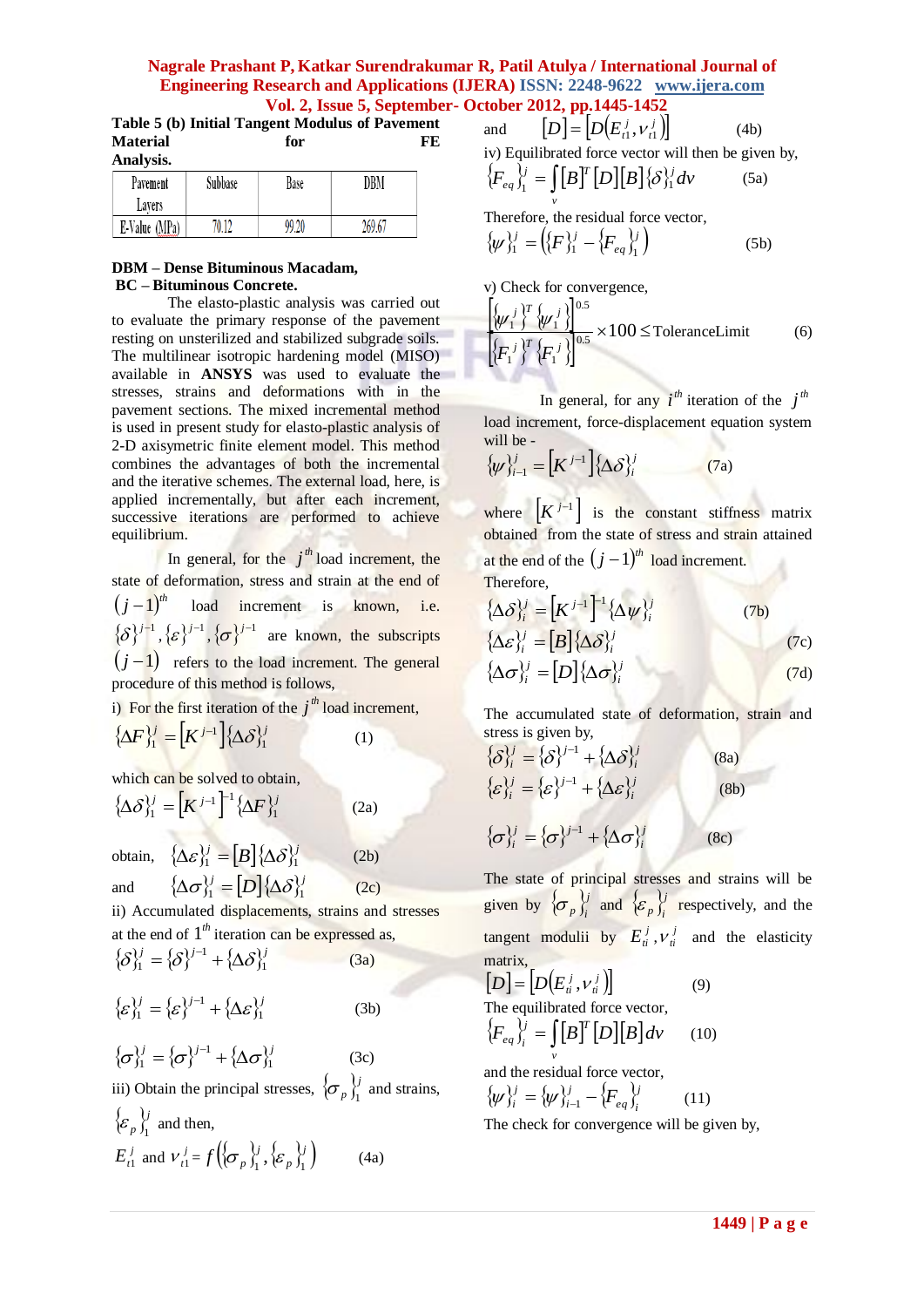**Table 5 (b) Initial Tangent Modulus of Pavement Material for FE Analysis.**

| Pavement Layers | Subbase | Base | DBM |
|---|---|---|---|
| E-Value (MPa) | 70.12 | 99.20 | 269.67 |

**DBM – Dense Bituminous Macadam,**
**BC – Bituminous Concrete.**

The elasto-plastic analysis was carried out to evaluate the primary response of the pavement resting on unsterilized and stabilized subgrade soils. The multilinear isotropic hardening model (MISO) available in **ANSYS** was used to analyze the stresses, strains and deformations with in the pavement sections. The mixed incremental method is used in present study for elasto-plastic analysis of 2-D axisymetric finite element model. This method combines the advantages of both the incremental and the iterative schemes. The external load, here, is applied incrementally, but after each increment, successive iterations are performed to achieve equilibrium.

In general, for the $j^{th}$ load increment, the state of deformation, stress and strain at the end of $(j-1)^{th}$ load increment is known, i.e. $\{\delta\}^{j-1}, \{\varepsilon\}^{j-1}, \{\sigma\}^{j-1}$ are known, the subscripts $(j-1)$ refers to the load increment. The general procedure of this method is follows,

i) For the first iteration of the $j^{th}$ load increment,

$$\{\Delta F\}_1^j = \left[K^{j-1}\right]\{\Delta\delta\}_1^j \qquad (1)$$

which can be solved to obtain,

$$\{\Delta\delta\}_1^j = \left[K^{j-1}\right]^{-1}\{\Delta F\}_1^j \qquad (2a)$$

obtain, $\{\Delta\varepsilon\}_1^j = [B]\{\Delta\delta\}_1^j \qquad (2b)$

and $\{\Delta\sigma\}_1^j = [D]\{\Delta\delta\}_1^j \qquad (2c)$

ii) Accumulated displacements, strains and stresses at the end of $1^{th}$ iteration can be expressed as,

$$\{\delta\}_1^j = \{\delta\}^{j-1} + \{\Delta\delta\}_1^j \qquad (3a)$$

$$\{\varepsilon\}_1^j = \{\varepsilon\}^{j-1} + \{\Delta\varepsilon\}_1^j \qquad (3b)$$

$$\{\sigma\}_1^j = \{\sigma\}^{j-1} + \{\Delta\sigma\}_1^j \qquad (3c)$$

iii) Obtain the principal stresses, $\{\sigma_p\}_1^j$ and strains, $\{\varepsilon_p\}_1^j$ and then,

$$E_{t1}^j \text{ and } \nu_{t1}^j = f\left(\{\sigma_p\}_1^j, \{\varepsilon_p\}_1^j\right) \qquad (4a)$$

and $[D] = \left[D\left(E_{t1}^j, \nu_{t1}^j\right)\right] \qquad (4b)$

iv) Equilibrated force vector will then be given by,

$$\{F_{eq}\}_1^j = \int_v [B]^T [D][B]\{\delta\}_1^j dv \qquad (5a)$$

Therefore, the residual force vector,

$$\{\psi\}_1^j = \left(\{F\}_1^j - \{F_{eq}\}_1^j\right) \qquad (5b)$$

v) Check for convergence,

$$\frac{\left[\{\psi_1^j\}^T\{\psi_1^j\}\right]^{0.5}}{\left[\{F_1^j\}^T\{F_1^j\}\right]^{0.5}} \times 100 \leq \text{ToleranceLimit} \qquad (6)$$

In general, for any $i^{th}$ iteration of the $j^{th}$ load increment, force-displacement equation system will be -

$$\{\psi\}_{i-1}^j = \left[K^{j-1}\right]\{\Delta\delta\}_i^j \qquad (7a)$$

where $\left[K^{j-1}\right]$ is the constant stiffness matrix obtained from the state of stress and strain attained at the end of the $(j-1)^{th}$ load increment.

Therefore,

$$\{\Delta\delta\}_i^j = \left[K^{j-1}\right]^{-1}\{\Delta\psi\}_i^j \qquad (7b)$$

$$\{\Delta\varepsilon\}_i^j = [B]\{\Delta\delta\}_i^j \qquad (7c)$$

$$\{\Delta\sigma\}_i^j = [D]\{\Delta\sigma\}_i^j \qquad (7d)$$

The accumulated state of deformation, strain and stress is given by,

$$\{\delta\}_i^j = \{\delta\}^{j-1} + \{\Delta\delta\}_i^j \qquad (8a)$$

$$\{\varepsilon\}_i^j = \{\varepsilon\}^{j-1} + \{\Delta\varepsilon\}_i^j \qquad (8b)$$

$$\{\sigma\}_i^j = \{\sigma\}^{j-1} + \{\Delta\sigma\}_i^j \qquad (8c)$$

The state of principal stresses and strains will be given by $\{\sigma_p\}_i^j$ and $\{\varepsilon_p\}_i^j$ respectively, and the tangent modulii by $E_{ti}^j, \nu_{ti}^j$ and the elasticity matrix,

$$[D] = \left[D\left(E_{ti}^j, \nu_{ti}^j\right)\right] \qquad (9)$$

The equilibrated force vector,

$$\{F_{eq}\}_i^j = \int_v [B]^T [D][B] dv \qquad (10)$$

and the residual force vector,

$$\{\psi\}_i^j = \{\psi\}_{i-1}^j - \{F_{eq}\}_i^j \qquad (11)$$

The check for convergence will be given by,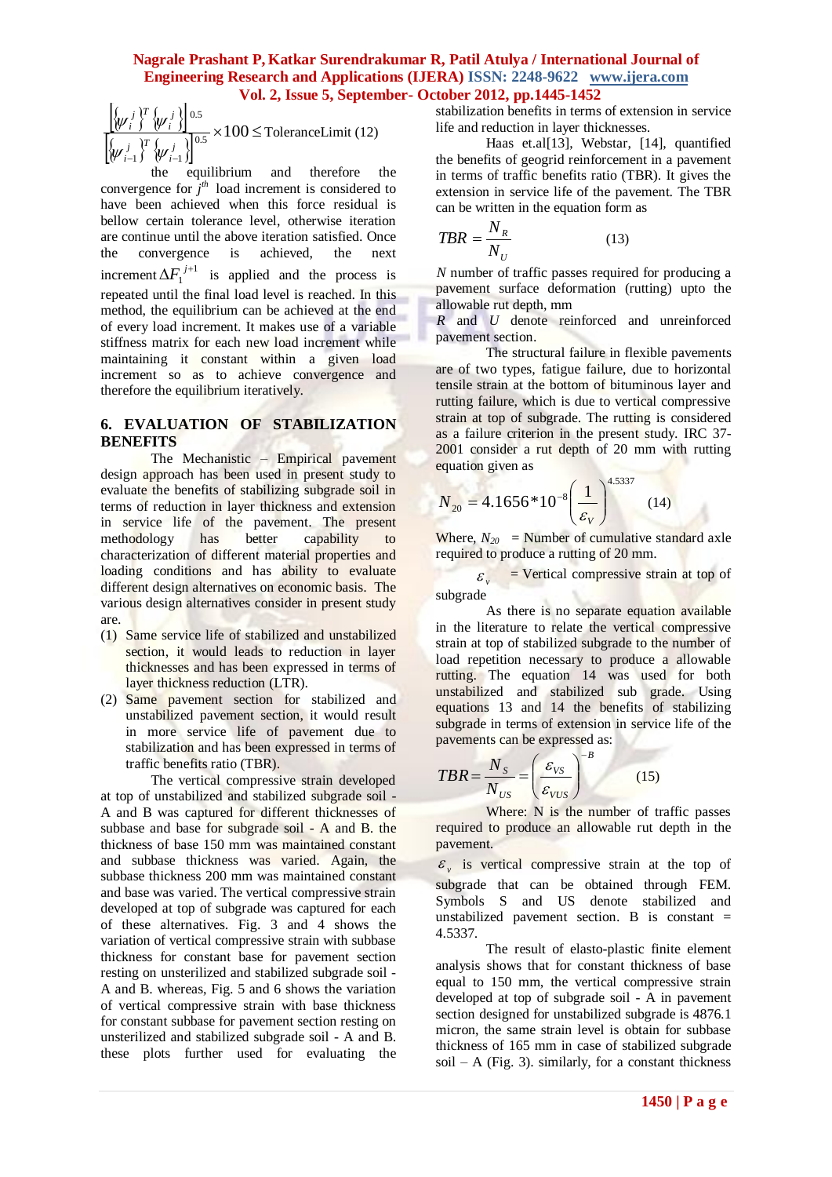$$\frac{\left[\{\psi_i^j\}^T\{\psi_i^j\}\right]^{0.5}}{\left[\{\psi_{i-1}^j\}^T\{\psi_{i-1}^j\}\right]^{0.5}}\times 100 \leq \text{ToleranceLimit} \quad (12)$$

the equilibrium and therefore the convergence for $j^{th}$ load increment is considered to have been achieved when this force residual is bellow certain tolerance level, otherwise iteration are continue until the above iteration satisfied. Once the convergence is achieved, the next increment $\Delta F_1^{j+1}$ is applied and the process is repeated until the final load level is reached. In this method, the equilibrium can be achieved at the end of every load increment. It makes use of a variable stiffness matrix for each new load increment while maintaining it constant within a given load increment so as to achieve convergence and therefore the equilibrium iteratively.

## 6. EVALUATION OF STABILIZATION BENEFITS

The Mechanistic – Empirical pavement design approach has been used in present study to evaluate the benefits of stabilizing subgrade soil in terms of reduction in layer thickness and extension in service life of the pavement. The present methodology has better capability to characterization of different material properties and loading conditions and has ability to evaluate different design alternatives on economic basis. The various design alternatives consider in present study are.

(1) Same service life of stabilized and unstabilized section, it would leads to reduction in layer thicknesses and has been expressed in terms of layer thickness reduction (LTR).
(2) Same pavement section for stabilized and unstabilized pavement section, it would result in more service life of pavement due to stabilization and has been expressed in terms of traffic benefits ratio (TBR).

The vertical compressive strain developed at top of unstabilized and stabilized subgrade soil - A and B was captured for different thicknesses of subbase and base for subgrade soil - A and B. the thickness of base 150 mm was maintained constant and subbase thickness was varied. Again, the subbase thickness 200 mm was maintained constant and base was varied. The vertical compressive strain developed at top of subgrade was captured for each of these alternatives. Fig. 3 and 4 shows the variation of vertical compressive strain with subbase thickness for constant base for pavement section resting on unsterilized and stabilized subgrade soil - A and B. whereas, Fig. 5 and 6 shows the variation of vertical compressive strain with base thickness for constant subbase for pavement section resting on unsterilized and stabilized subgrade soil - A and B. these plots further used for evaluating the stabilization benefits in terms of extension in service life and reduction in layer thicknesses.

Haas et.al[13], Webstar, [14], quantified the benefits of geogrid reinforcement in a pavement in terms of traffic benefits ratio (TBR). It gives the extension in service life of the pavement. The TBR can be written in the equation form as

$$TBR = \frac{N_R}{N_U} \quad (13)$$

$N$ number of traffic passes required for producing a pavement surface deformation (rutting) upto the allowable rut depth, mm

$R$ and $U$ denote reinforced and unreinforced pavement section.

The structural failure in flexible pavements are of two types, fatigue failure, due to horizontal tensile strain at the bottom of bituminous layer and rutting failure, which is due to vertical compressive strain at top of subgrade. The rutting is considered as a failure criterion in the present study. IRC 37-2001 consider a rut depth of 20 mm with rutting equation given as

$$N_{20} = 4.1656*10^{-8}\left(\frac{1}{\varepsilon_V}\right)^{4.5337} \quad (14)$$

Where, $N_{20}$ = Number of cumulative standard axle required to produce a rutting of 20 mm.

$\varepsilon_v$ = Vertical compressive strain at top of subgrade

As there is no separate equation available in the literature to relate the vertical compressive strain at top of stabilized subgrade to the number of load repetition necessary to produce a allowable rutting. The equation 14 was used for both unstabilized and stabilized sub grade. Using equations 13 and 14 the benefits of stabilizing subgrade in terms of extension in service life of the pavements can be expressed as:

$$TBR = \frac{N_S}{N_{US}} = \left(\frac{\varepsilon_{VS}}{\varepsilon_{VUS}}\right)^{-B} \quad (15)$$

Where: N is the number of traffic passes required to produce an allowable rut depth in the pavement.

$\varepsilon_v$ is vertical compressive strain at the top of subgrade that can be obtained through FEM. Symbols S and US denote stabilized and unstabilized pavement section. B is constant = 4.5337.

The result of elasto-plastic finite element analysis shows that for constant thickness of base equal to 150 mm, the vertical compressive strain developed at top of subgrade soil - A in pavement section designed for unstabilized subgrade is 4876.1 micron, the same strain level is obtain for subbase thickness of 165 mm in case of stabilized subgrade soil – A (Fig. 3). similarly, for a constant thickness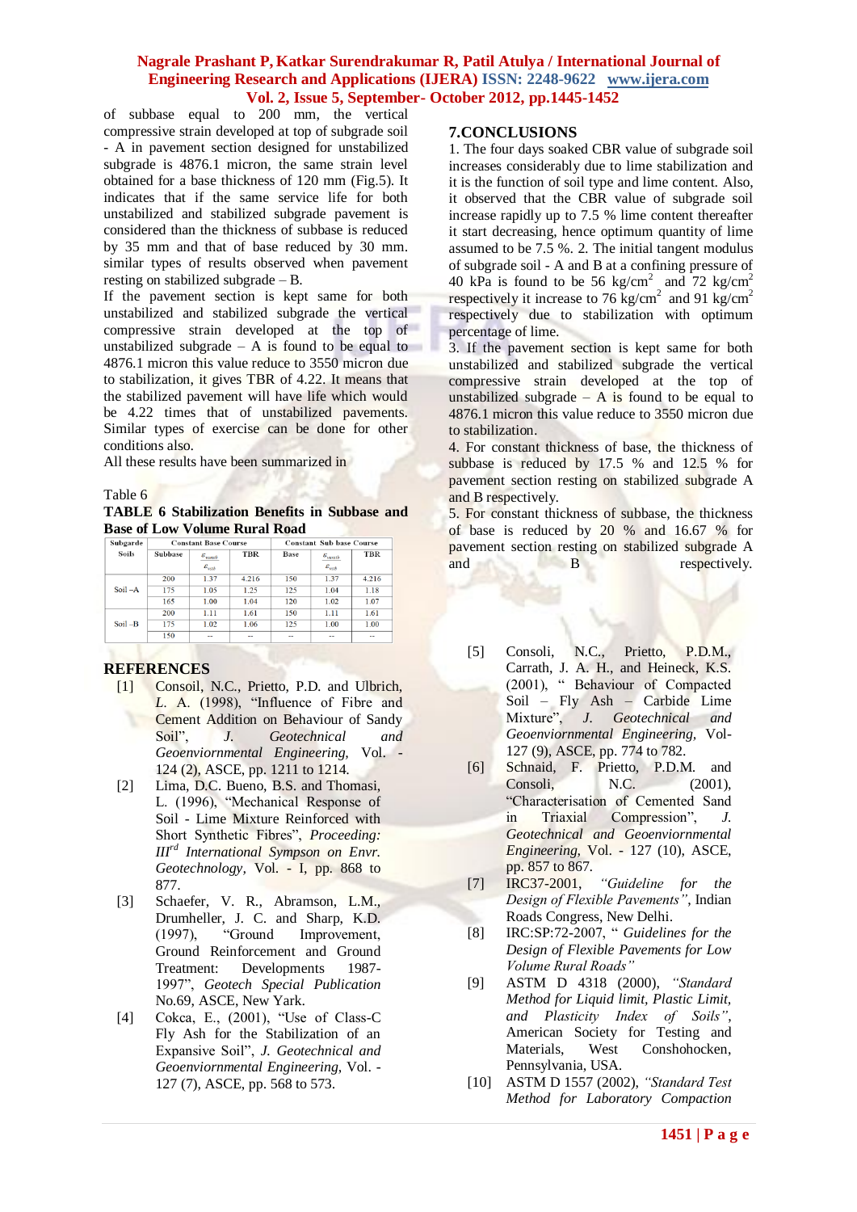of subbase equal to 200 mm, the vertical compressive strain developed at top of subgrade soil - A in pavement section designed for unstabilized subgrade is 4876.1 micron, the same strain level obtained for a base thickness of 120 mm (Fig.5). It indicates that if the same service life for both unstabilized and stabilized subgrade pavement is considered than the thickness of subbase is reduced by 35 mm and that of base reduced by 30 mm. similar types of results observed when pavement resting on stabilized subgrade – B.

If the pavement section is kept same for both unstabilized and stabilized subgrade the vertical compressive strain developed at the top of unstabilized subgrade – A is found to be equal to 4876.1 micron this value reduce to 3550 micron due to stabilization, it gives TBR of 4.22. It means that the stabilized pavement will have life which would be 4.22 times that of unstabilized pavements. Similar types of exercise can be done for other conditions also.

All these results have been summarized in

Table 6

**TABLE 6 Stabilization Benefits in Subbase and Base of Low Volume Rural Road**

| Subgarde Soils | Constant Base Course | | | Constant Sub base Course | | |
|---|---|---|---|---|---|---|
| | Subbase | $\frac{\varepsilon_{unstab}}{\varepsilon_{stab}}$ | TBR | Base | $\frac{\varepsilon_{unstab}}{\varepsilon_{stab}}$ | TBR |
| Soil –A | 200 | 1.37 | 4.216 | 150 | 1.37 | 4.216 |
| | 175 | 1.05 | 1.25 | 125 | 1.04 | 1.18 |
| | 165 | 1.00 | 1.04 | 120 | 1.02 | 1.07 |
| Soil –B | 200 | 1.11 | 1.61 | 150 | 1.11 | 1.61 |
| | 175 | 1.02 | 1.06 | 125 | 1.00 | 1.00 |
| | 150 | -- | -- | -- | -- | -- |

## 7.CONCLUSIONS

1. The four days soaked CBR value of subgrade soil increases considerably due to lime stabilization and it is the function of soil type and lime content. Also, it observed that the CBR value of subgrade soil increase rapidly up to 7.5 % lime content thereafter it start decreasing, hence optimum quantity of lime assumed to be 7.5 %. 2. The initial tangent modulus of subgrade soil - A and B at a confining pressure of 40 kPa is found to be 56 $kg/cm^2$ and 72 $kg/cm^2$ respectively it increase to 76 $kg/cm^2$ and 91 $kg/cm^2$ respectively due to stabilization with optimum percentage of lime.

3. If the pavement section is kept same for both unstabilized and stabilized subgrade the vertical compressive strain developed at the top of unstabilized subgrade – A is found to be equal to 4876.1 micron this value reduce to 3550 micron due to stabilization.

4. For constant thickness of base, the thickness of subbase is reduced by 17.5 % and 12.5 % for pavement section resting on stabilized subgrade A and B respectively.

5. For constant thickness of subbase, the thickness of base is reduced by 20 % and 16.67 % for pavement section resting on stabilized subgrade A and B respectively.

## REFERENCES

[1] Consoil, N.C., Prietto, P.D. and Ulbrich, L. A. (1998), "Influence of Fibre and Cement Addition on Behaviour of Sandy Soil", *J. Geotechnical and Geoenviornmental Engineering,* Vol. - 124 (2), ASCE, pp. 1211 to 1214.

[2] Lima, D.C. Bueno, B.S. and Thomasi, L. (1996), "Mechanical Response of Soil - Lime Mixture Reinforced with Short Synthetic Fibres", *Proceeding: III$^{rd}$ International Sympson on Envr. Geotechnology,* Vol. - I, pp. 868 to 877.

[3] Schaefer, V. R., Abramson, L.M., Drumheller, J. C. and Sharp, K.D. (1997), "Ground Improvement, Ground Reinforcement and Ground Treatment: Developments 1987-1997", *Geotech Special Publication* No.69, ASCE, New Yark.

[4] Cokca, E., (2001), "Use of Class-C Fly Ash for the Stabilization of an Expansive Soil", *J. Geotechnical and Geoenviornmental Engineering,* Vol. - 127 (7), ASCE, pp. 568 to 573.

[5] Consoli, N.C., Prietto, P.D.M., Carrath, J. A. H., and Heineck, K.S. (2001), " Behaviour of Compacted Soil – Fly Ash – Carbide Lime Mixture", *J. Geotechnical and Geoenviornmental Engineering,* Vol- 127 (9), ASCE, pp. 774 to 782.

[6] Schnaid, F. Prietto, P.D.M. and Consoli, N.C. (2001), "Characterisation of Cemented Sand in Triaxial Compression", *J. Geotechnical and Geoenviornmental Engineering,* Vol. - 127 (10), ASCE, pp. 857 to 867.

[7] IRC37-2001, *"Guideline for the Design of Flexible Pavements"*, Indian Roads Congress, New Delhi.

[8] IRC:SP:72-2007, " *Guidelines for the Design of Flexible Pavements for Low Volume Rural Roads"*

[9] ASTM D 4318 (2000), *"Standard Method for Liquid limit, Plastic Limit, and Plasticity Index of Soils"*, American Society for Testing and Materials, West Conshohocken, Pennsylvania, USA.

[10] ASTM D 1557 (2002), *"Standard Test Method for Laboratory Compaction*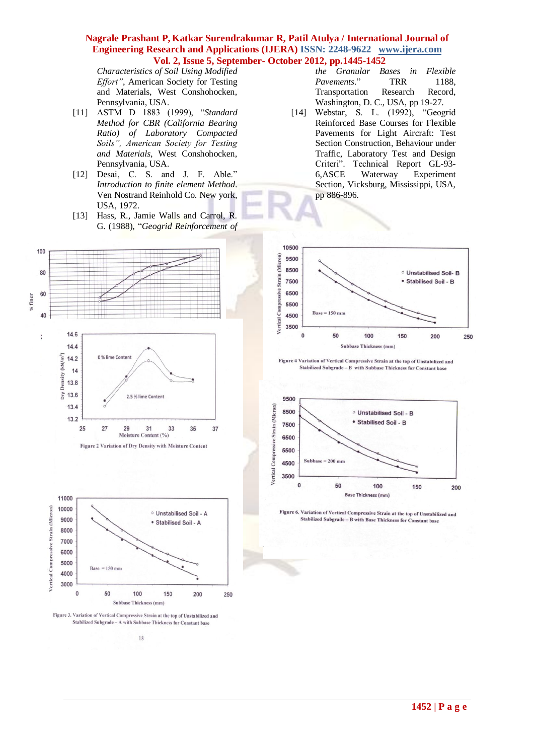Characteristics of Soil Using Modified Effort", American Society for Testing and Materials, West Conshohocken, Pennsylvania, USA.

[11] ASTM D 1883 (1999), "*Standard Method for CBR (California Bearing Ratio) of Laboratory Compacted Soils", American Society for Testing and Materials*, West Conshohocken, Pennsylvania, USA.

[12] Desai, C. S. and J. F. Able." *Introduction to finite element Method.* Ven Nostrand Reinhold Co. New york, USA, 1972.

[13] Hass, R., Jamie Walls and Carrol, R. G. (1988), "*Geogrid Reinforcement of the Granular Bases in Flexible Pavements.*" TRR 1188, Transportation Research Record, Washington, D. C., USA, pp 19-27.

[14] Webstar, S. L. (1992), "Geogrid Reinforced Base Courses for Flexible Pavements for Light Aircraft: Test Section Construction, Behaviour under Traffic, Laboratory Test and Design Criteri". Technical Report GL-93-6,ASCE Waterway Experiment Section, Vicksburg, Mississippi, USA, pp 886-896.

% finer
100
80
60
40

Dry Density (kN/m³)
14.6
14.4
14.2
14
13.8
13.6
13.4
13.2
0 % lime Content
2.5 % lime Content
25 27 29 31 33 35 37
Moisture Content (%)

Figure 2 Variation of Dry Density with Moisture Content

Vertical Compressive Strain (Micron)
11000
10000
9000
8000
7000
6000
5000
4000
3000
Unstabilised Soil - A
Stabilised Soil - A
Base = 150 mm
0 50 100 150 200 250
Subbase Thickness (mm)

Figure 3. Variation of Vertical Compressive Strain at the top of Unstabilized and Stabilized Subgrade – A with Subbase Thickness for Constant base

Vertical Compressive Strain (Micron)
10500
9500
8500
7500
6500
5500
4500
3500
Unstabilised Soil- B
Stabilised Soil - B
Base = 150 mm
0 50 100 150 200 250
Subbase Thickness (mm)

Figure 4 Variation of Vertical Compressive Strain at the top of Unstabilized and Stabilized Subgrade – B with Subbase Thickness for Constant base

Vertical Compressive Strain (Micron)
9500
8500
7500
6500
5500
4500
3500
Unstabilised Soil - B
Stabilised Soil - B
Subbase = 200 mm
0 50 100 150 200
Base Thickness (mm)

Figure 6. Variation of Vertical Compressive Strain at the top of Unstabilized and Stabilized Subgrade – B with Base Thickness for Constant base